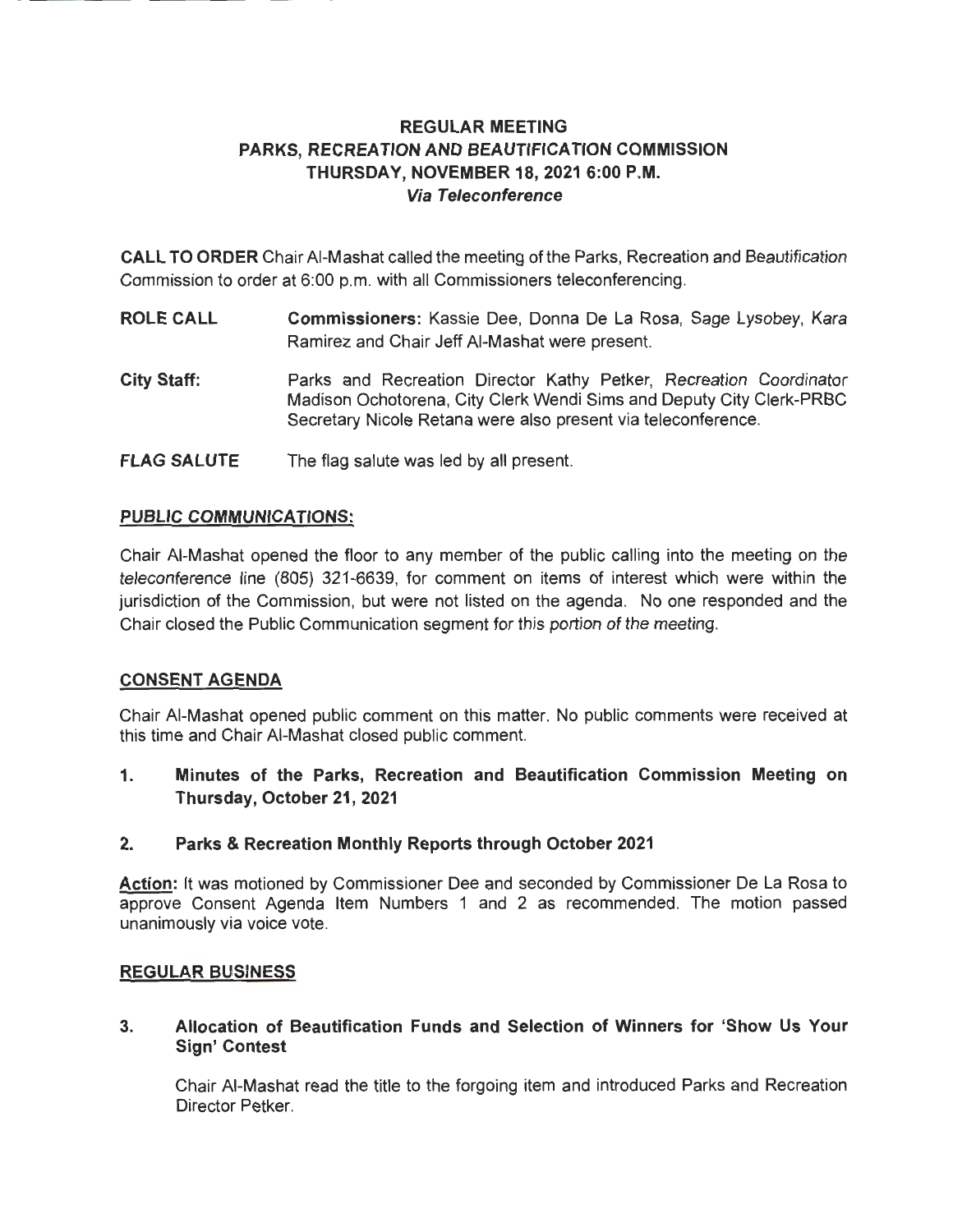# REGULAR MEETING
# PARKS, RECREATION AND BEAUTIFICATION COMMISSION
## THURSDAY, NOVEMBER 18, 2021 6:00 P.M.
### *Via Teleconference*

**CALL TO ORDER** Chair Al-Mashat called the meeting of the Parks, Recreation and Beautification Commission to order at 6:00 p.m. with all Commissioners teleconferencing.

**ROLE CALL** **Commissioners:** Kassie Dee, Donna De La Rosa, Sage Lysobey, Kara Ramirez and Chair Jeff Al-Mashat were present.

**City Staff:** Parks and Recreation Director Kathy Petker, Recreation Coordinator Madison Ochotorena, City Clerk Wendi Sims and Deputy City Clerk-PRBC Secretary Nicole Retana were also present via teleconference.

**FLAG SALUTE** The flag salute was led by all present.

## PUBLIC COMMUNICATIONS:

Chair Al-Mashat opened the floor to any member of the public calling into the meeting on the teleconference line (805) 321-6639, for comment on items of interest which were within the jurisdiction of the Commission, but were not listed on the agenda. No one responded and the Chair closed the Public Communication segment for this portion of the meeting.

## CONSENT AGENDA

Chair Al-Mashat opened public comment on this matter. No public comments were received at this time and Chair Al-Mashat closed public comment.

**1. Minutes of the Parks, Recreation and Beautification Commission Meeting on Thursday, October 21, 2021**

**2. Parks & Recreation Monthly Reports through October 2021**

**Action:** It was motioned by Commissioner Dee and seconded by Commissioner De La Rosa to approve Consent Agenda Item Numbers 1 and 2 as recommended. The motion passed unanimously via voice vote.

## REGULAR BUSINESS

**3. Allocation of Beautification Funds and Selection of Winners for 'Show Us Your Sign' Contest**

Chair Al-Mashat read the title to the forgoing item and introduced Parks and Recreation Director Petker.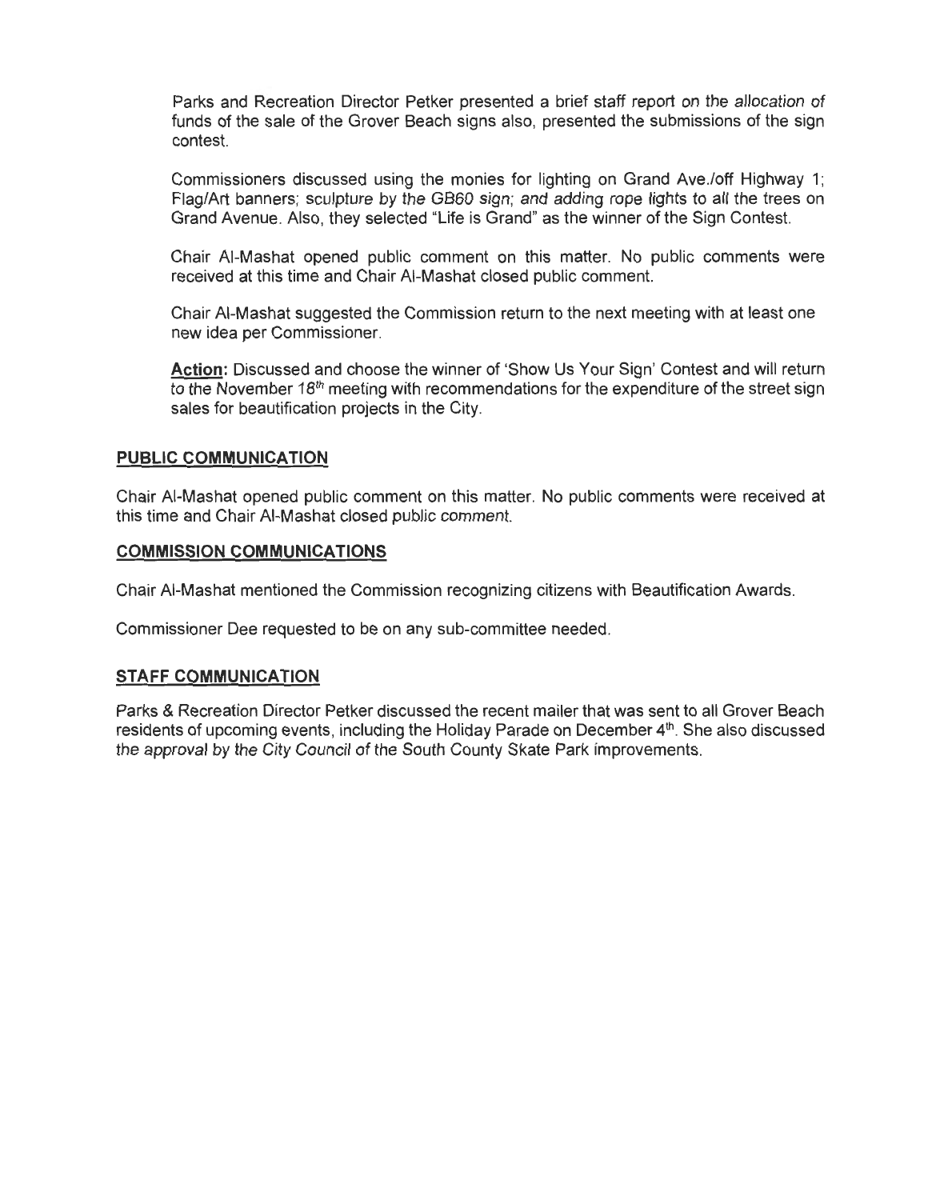Parks and Recreation Director Petker presented a brief staff report on the allocation of funds of the sale of the Grover Beach signs also, presented the submissions of the sign contest.

Commissioners discussed using the monies for lighting on Grand Ave./off Highway 1; Flag/Art banners; sculpture by the GB60 sign; and adding rope lights to all the trees on Grand Avenue. Also, they selected "Life is Grand" as the winner of the Sign Contest.

Chair Al-Mashat opened public comment on this matter. No public comments were received at this time and Chair Al-Mashat closed public comment.

Chair Al-Mashat suggested the Commission return to the next meeting with at least one new idea per Commissioner.

**Action:** Discussed and choose the winner of 'Show Us Your Sign' Contest and will return to the November 18th meeting with recommendations for the expenditure of the street sign sales for beautification projects in the City.

## PUBLIC COMMUNICATION

Chair Al-Mashat opened public comment on this matter. No public comments were received at this time and Chair Al-Mashat closed public comment.

## COMMISSION COMMUNICATIONS

Chair Al-Mashat mentioned the Commission recognizing citizens with Beautification Awards.

Commissioner Dee requested to be on any sub-committee needed.

## STAFF COMMUNICATION

Parks & Recreation Director Petker discussed the recent mailer that was sent to all Grover Beach residents of upcoming events, including the Holiday Parade on December 4th. She also discussed the approval by the City Council of the South County Skate Park improvements.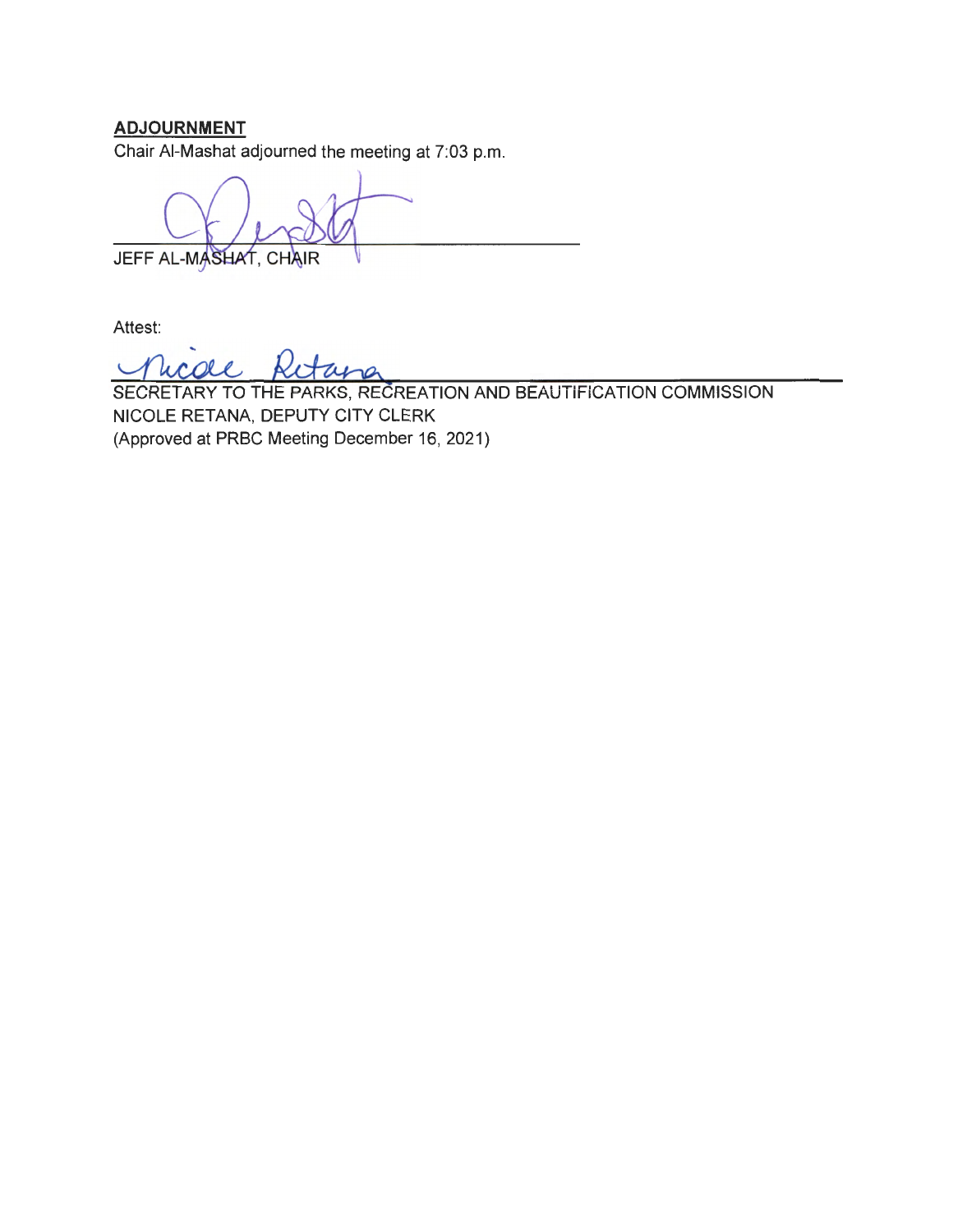**ADJOURNMENT**

Chair Al-Mashat adjourned the meeting at 7:03 p.m.

JEFF AL-MASHAT, CHAIR

Attest:

SECRETARY TO THE PARKS, RECREATION AND BEAUTIFICATION COMMISSION
NICOLE RETANA, DEPUTY CITY CLERK
(Approved at PRBC Meeting December 16, 2021)